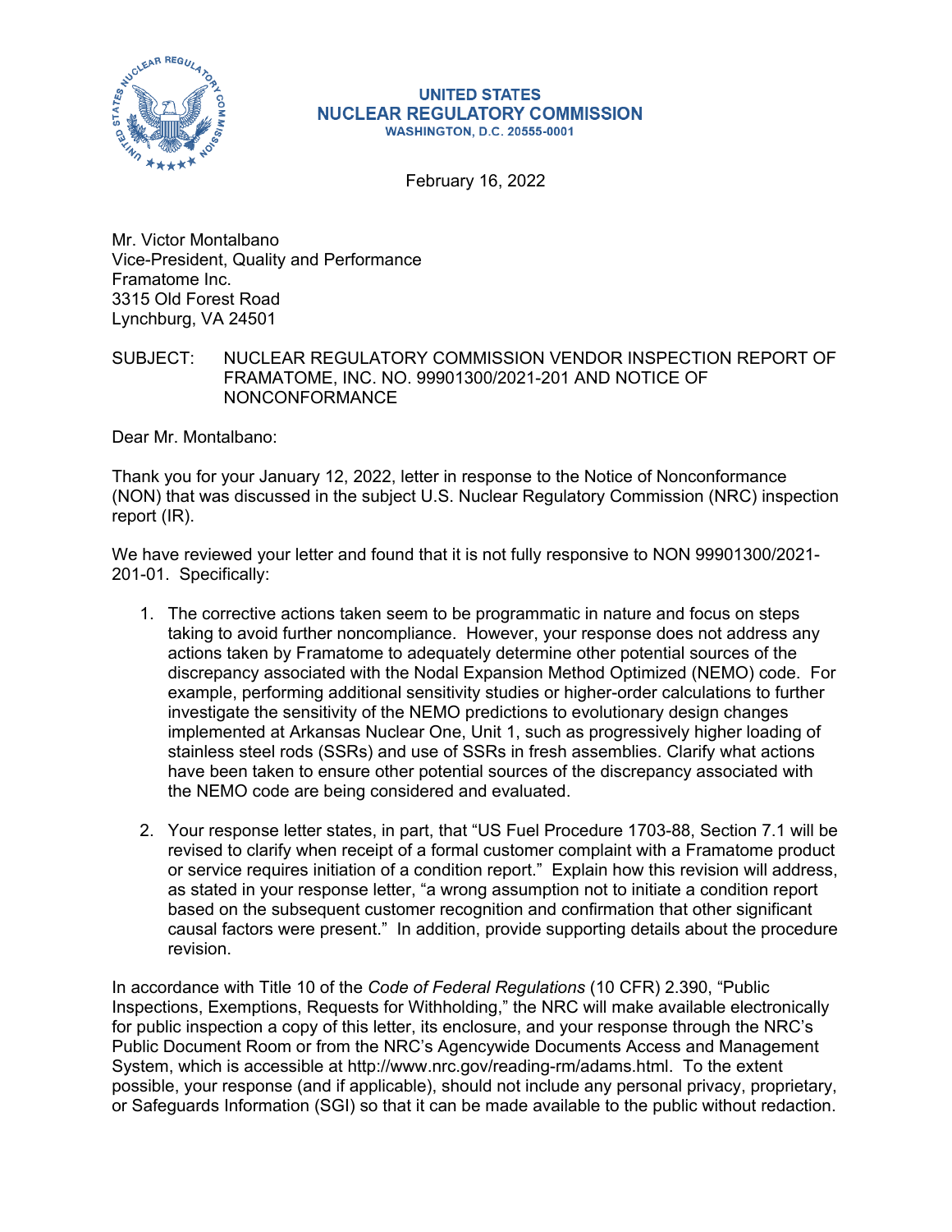**UNITED STATES**
**NUCLEAR REGULATORY COMMISSION**
**WASHINGTON, D.C. 20555-0001**

February 16, 2022

Mr. Victor Montalbano
Vice-President, Quality and Performance
Framatome Inc.
3315 Old Forest Road
Lynchburg, VA 24501

SUBJECT: NUCLEAR REGULATORY COMMISSION VENDOR INSPECTION REPORT OF FRAMATOME, INC. NO. 99901300/2021-201 AND NOTICE OF NONCONFORMANCE

Dear Mr. Montalbano:

Thank you for your January 12, 2022, letter in response to the Notice of Nonconformance (NON) that was discussed in the subject U.S. Nuclear Regulatory Commission (NRC) inspection report (IR).

We have reviewed your letter and found that it is not fully responsive to NON 99901300/2021-201-01. Specifically:

1. The corrective actions taken seem to be programmatic in nature and focus on steps taking to avoid further noncompliance. However, your response does not address any actions taken by Framatome to adequately determine other potential sources of the discrepancy associated with the Nodal Expansion Method Optimized (NEMO) code. For example, performing additional sensitivity studies or higher-order calculations to further investigate the sensitivity of the NEMO predictions to evolutionary design changes implemented at Arkansas Nuclear One, Unit 1, such as progressively higher loading of stainless steel rods (SSRs) and use of SSRs in fresh assemblies. Clarify what actions have been taken to ensure other potential sources of the discrepancy associated with the NEMO code are being considered and evaluated.

2. Your response letter states, in part, that "US Fuel Procedure 1703-88, Section 7.1 will be revised to clarify when receipt of a formal customer complaint with a Framatome product or service requires initiation of a condition report." Explain how this revision will address, as stated in your response letter, "a wrong assumption not to initiate a condition report based on the subsequent customer recognition and confirmation that other significant causal factors were present." In addition, provide supporting details about the procedure revision.

In accordance with Title 10 of the *Code of Federal Regulations* (10 CFR) 2.390, "Public Inspections, Exemptions, Requests for Withholding," the NRC will make available electronically for public inspection a copy of this letter, its enclosure, and your response through the NRC's Public Document Room or from the NRC's Agencywide Documents Access and Management System, which is accessible at http://www.nrc.gov/reading-rm/adams.html. To the extent possible, your response (and if applicable), should not include any personal privacy, proprietary, or Safeguards Information (SGI) so that it can be made available to the public without redaction.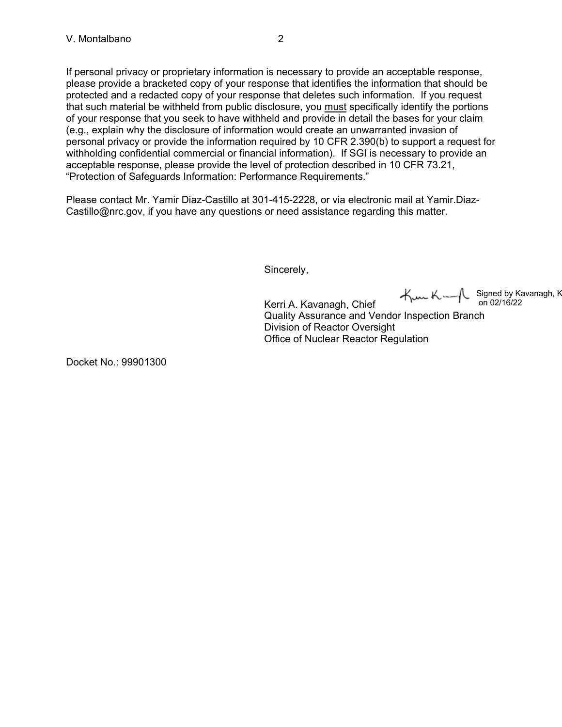If personal privacy or proprietary information is necessary to provide an acceptable response, please provide a bracketed copy of your response that identifies the information that should be protected and a redacted copy of your response that deletes such information. If you request that such material be withheld from public disclosure, you must specifically identify the portions of your response that you seek to have withheld and provide in detail the bases for your claim (e.g., explain why the disclosure of information would create an unwarranted invasion of personal privacy or provide the information required by 10 CFR 2.390(b) to support a request for withholding confidential commercial or financial information). If SGI is necessary to provide an acceptable response, please provide the level of protection described in 10 CFR 73.21, "Protection of Safeguards Information: Performance Requirements."

Please contact Mr. Yamir Diaz-Castillo at 301-415-2228, or via electronic mail at Yamir.Diaz-Castillo@nrc.gov, if you have any questions or need assistance regarding this matter.

Sincerely,

Signed by Kavanagh, K on 02/16/22

Kerri A. Kavanagh, Chief
Quality Assurance and Vendor Inspection Branch
Division of Reactor Oversight
Office of Nuclear Reactor Regulation

Docket No.: 99901300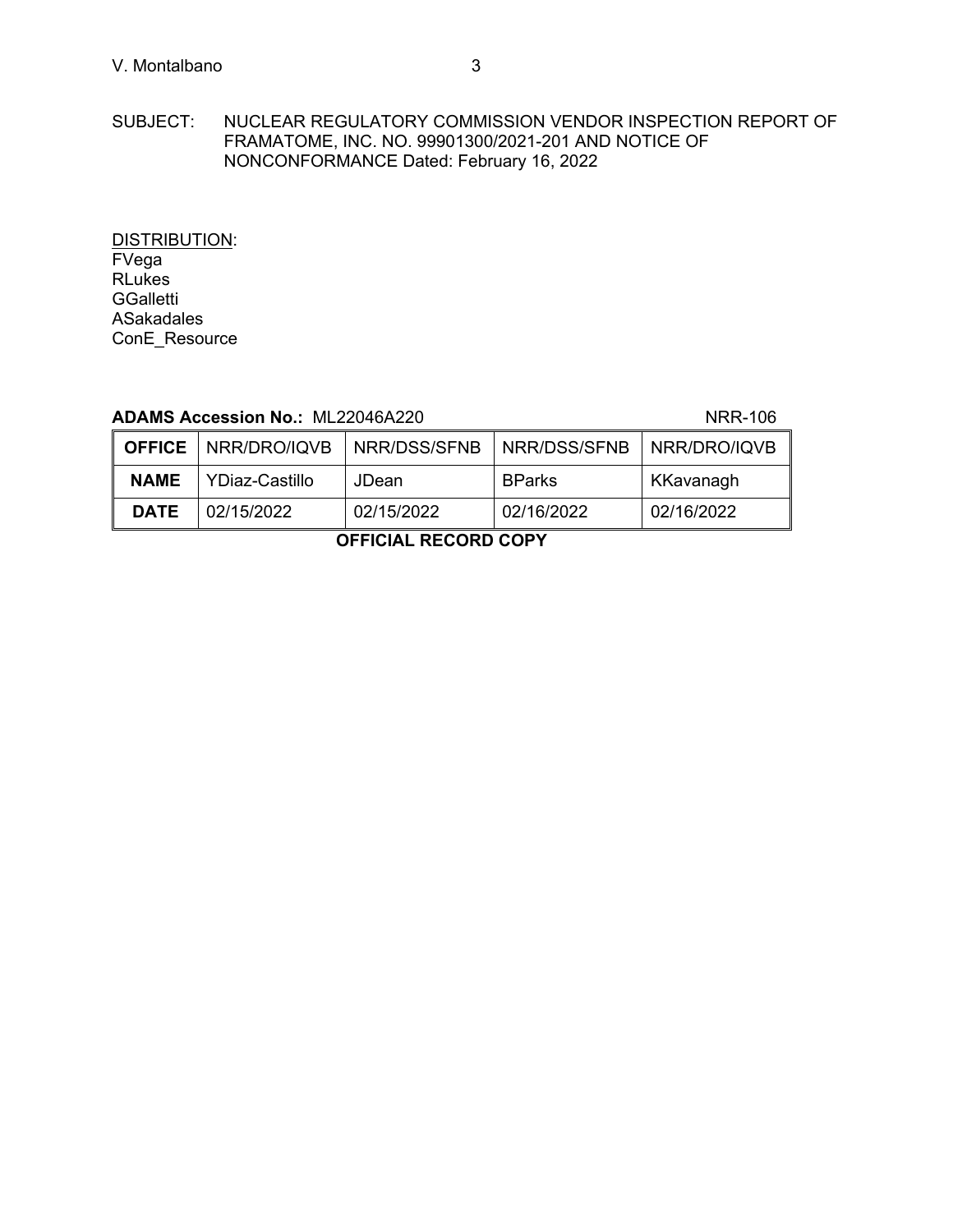SUBJECT: NUCLEAR REGULATORY COMMISSION VENDOR INSPECTION REPORT OF FRAMATOME, INC. NO. 99901300/2021-201 AND NOTICE OF NONCONFORMANCE Dated: February 16, 2022

DISTRIBUTION:
FVega
RLukes
GGalletti
ASakadales
ConE_Resource

**ADAMS Accession No.:** ML22046A220 NRR-106

| **OFFICE** | NRR/DRO/IQVB | NRR/DSS/SFNB | NRR/DSS/SFNB | NRR/DRO/IQVB |
|---|---|---|---|---|
| **NAME** | YDiaz-Castillo | JDean | BParks | KKavanagh |
| **DATE** | 02/15/2022 | 02/15/2022 | 02/16/2022 | 02/16/2022 |

**OFFICIAL RECORD COPY**